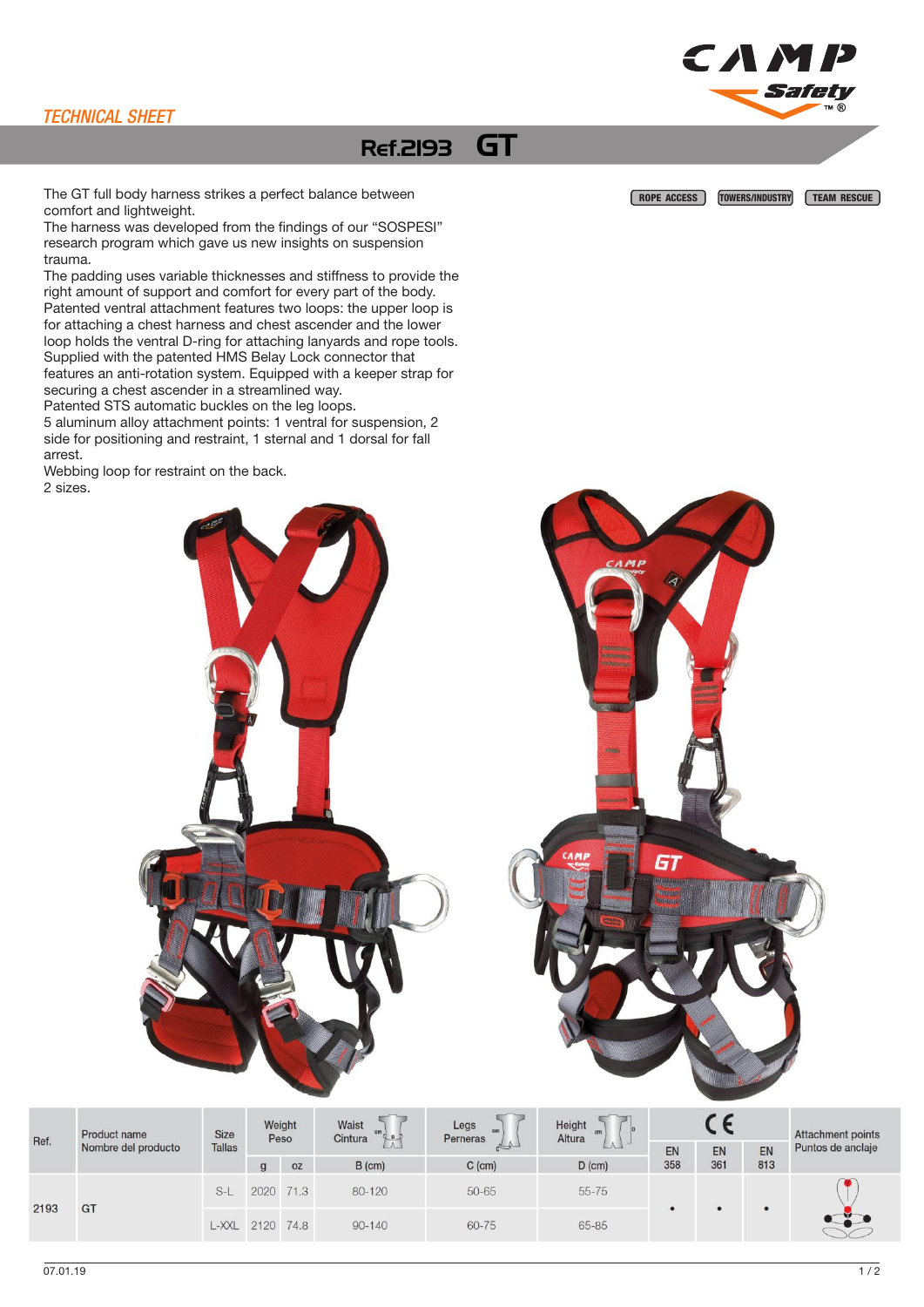*TECHNICAL SHEET*

# Ref.2193 GT

ROPE ACCESS | TOWERS/INDUSTRY | TEAM RESCUE

The GT full body harness strikes a perfect balance between comfort and lightweight.
The harness was developed from the findings of our "SOSPESI" research program which gave us new insights on suspension trauma.
The padding uses variable thicknesses and stiffness to provide the right amount of support and comfort for every part of the body.
Patented ventral attachment features two loops: the upper loop is for attaching a chest harness and chest ascender and the lower loop holds the ventral D-ring for attaching lanyards and rope tools.
Supplied with the patented HMS Belay Lock connector that features an anti-rotation system. Equipped with a keeper strap for securing a chest ascender in a streamlined way.
Patented STS automatic buckles on the leg loops.
5 aluminum alloy attachment points: 1 ventral for suspension, 2 side for positioning and restraint, 1 sternal and 1 dorsal for fall arrest.
Webbing loop for restraint on the back.
2 sizes.

| Ref. | Product name / Nombre del producto | Size / Tallas | Weight / Peso | | Waist / Cintura | Legs / Perneras | Height / Altura | CE | | | Attachment points / Puntos de anclaje |
|---|---|---|---|---|---|---|---|---|---|---|---|
| | | | g | oz | B (cm) | C (cm) | D (cm) | EN 358 | EN 361 | EN 813 | |
| 2193 | GT | S-L | 2020 | 71.3 | 80-120 | 50-65 | 55-75 | • | • | • | |
| | | L-XXL | 2120 | 74.8 | 90-140 | 60-75 | 65-85 | | | | |

07.01.19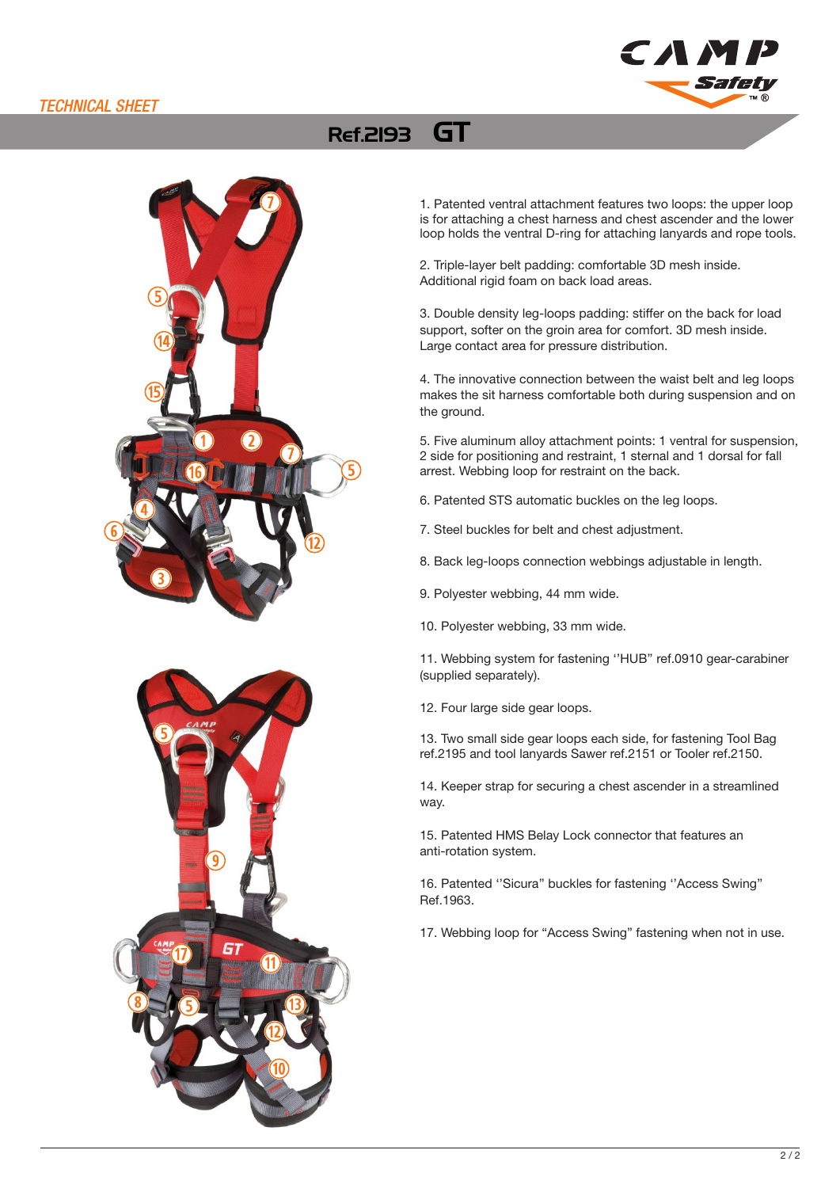TECHNICAL SHEET

CAMP Safety

# Ref.2193 GT

1. Patented ventral attachment features two loops: the upper loop is for attaching a chest harness and chest ascender and the lower loop holds the ventral D-ring for attaching lanyards and rope tools.

2. Triple-layer belt padding: comfortable 3D mesh inside. Additional rigid foam on back load areas.

3. Double density leg-loops padding: stiffer on the back for load support, softer on the groin area for comfort. 3D mesh inside. Large contact area for pressure distribution.

4. The innovative connection between the waist belt and leg loops makes the sit harness comfortable both during suspension and on the ground.

5. Five aluminum alloy attachment points: 1 ventral for suspension, 2 side for positioning and restraint, 1 sternal and 1 dorsal for fall arrest. Webbing loop for restraint on the back.

6. Patented STS automatic buckles on the leg loops.

7. Steel buckles for belt and chest adjustment.

8. Back leg-loops connection webbings adjustable in length.

9. Polyester webbing, 44 mm wide.

10. Polyester webbing, 33 mm wide.

11. Webbing system for fastening ''HUB" ref.0910 gear-carabiner (supplied separately).

12. Four large side gear loops.

13. Two small side gear loops each side, for fastening Tool Bag ref.2195 and tool lanyards Sawer ref.2151 or Tooler ref.2150.

14. Keeper strap for securing a chest ascender in a streamlined way.

15. Patented HMS Belay Lock connector that features an anti-rotation system.

16. Patented ''Sicura" buckles for fastening ''Access Swing" Ref.1963.

17. Webbing loop for "Access Swing" fastening when not in use.